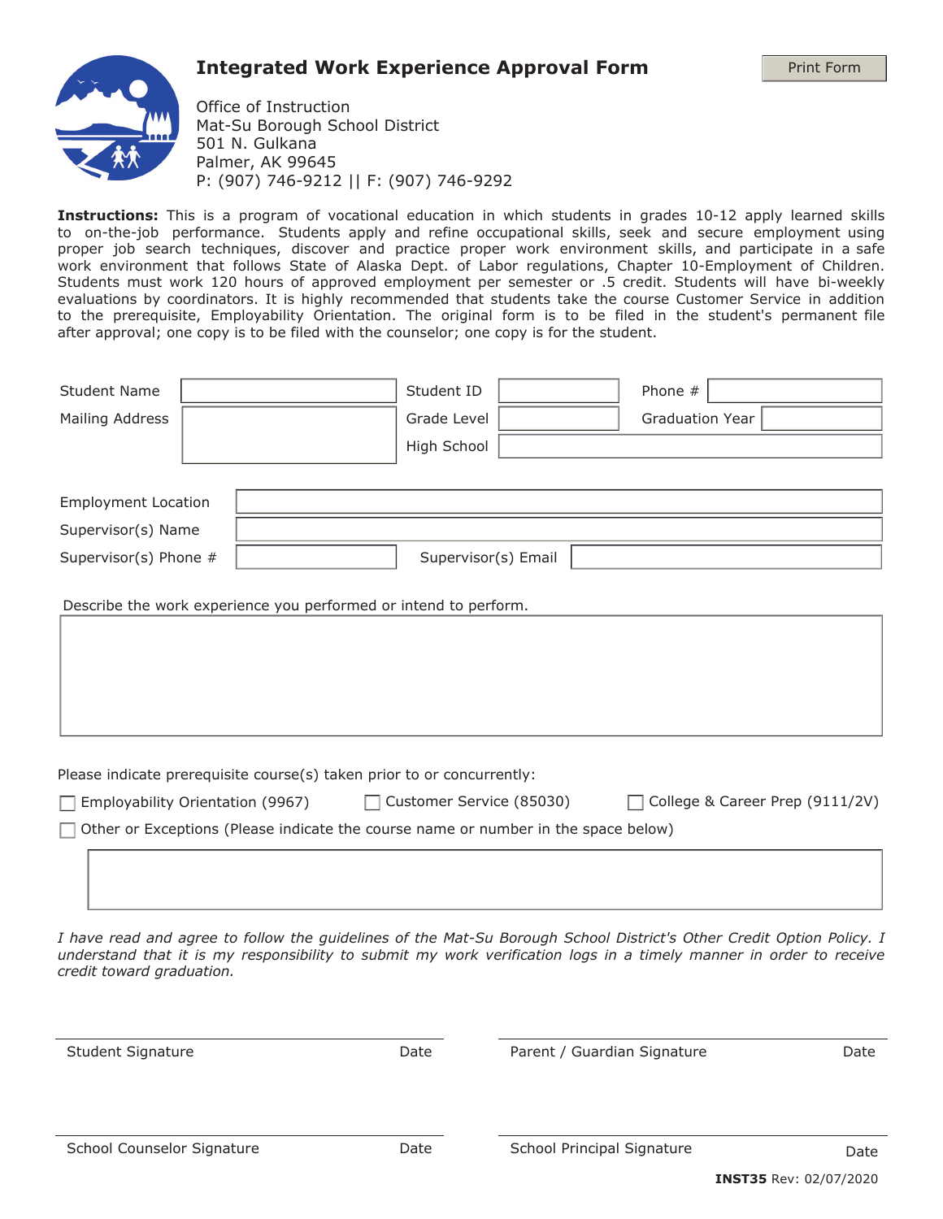# Integrated Work Experience Approval Form

Office of Instruction
Mat-Su Borough School District
501 N. Gulkana
Palmer, AK 99645
P: (907) 746-9212 || F: (907) 746-9292

**Instructions:** This is a program of vocational education in which students in grades 10-12 apply learned skills to on-the-job performance. Students apply and refine occupational skills, seek and secure employment using proper job search techniques, discover and practice proper work environment skills, and participate in a safe work environment that follows State of Alaska Dept. of Labor regulations, Chapter 10-Employment of Children. Students must work 120 hours of approved employment per semester or .5 credit. Students will have bi-weekly evaluations by coordinators. It is highly recommended that students take the course Customer Service in addition to the prerequisite, Employability Orientation. The original form is to be filed in the student's permanent file after approval; one copy is to be filed with the counselor; one copy is for the student.

Student Name ______________ Student ID ______________ Phone # ______________

Mailing Address ______________ Grade Level ______________ Graduation Year ______________

High School ______________

Employment Location ______________

Supervisor(s) Name ______________

Supervisor(s) Phone # ______________ Supervisor(s) Email ______________

Describe the work experience you performed or intend to perform.

______________

Please indicate prerequisite course(s) taken prior to or concurrently:

- ☐ Employability Orientation (9967)
- ☐ Customer Service (85030)
- ☐ College & Career Prep (9111/2V)
- ☐ Other or Exceptions (Please indicate the course name or number in the space below)

______________

*I have read and agree to follow the guidelines of the Mat-Su Borough School District's Other Credit Option Policy. I understand that it is my responsibility to submit my work verification logs in a timely manner in order to receive credit toward graduation.*

| Student Signature | Date | Parent / Guardian Signature | Date |
|---|---|---|---|
| School Counselor Signature | Date | School Principal Signature | Date |

**INST35** Rev: 02/07/2020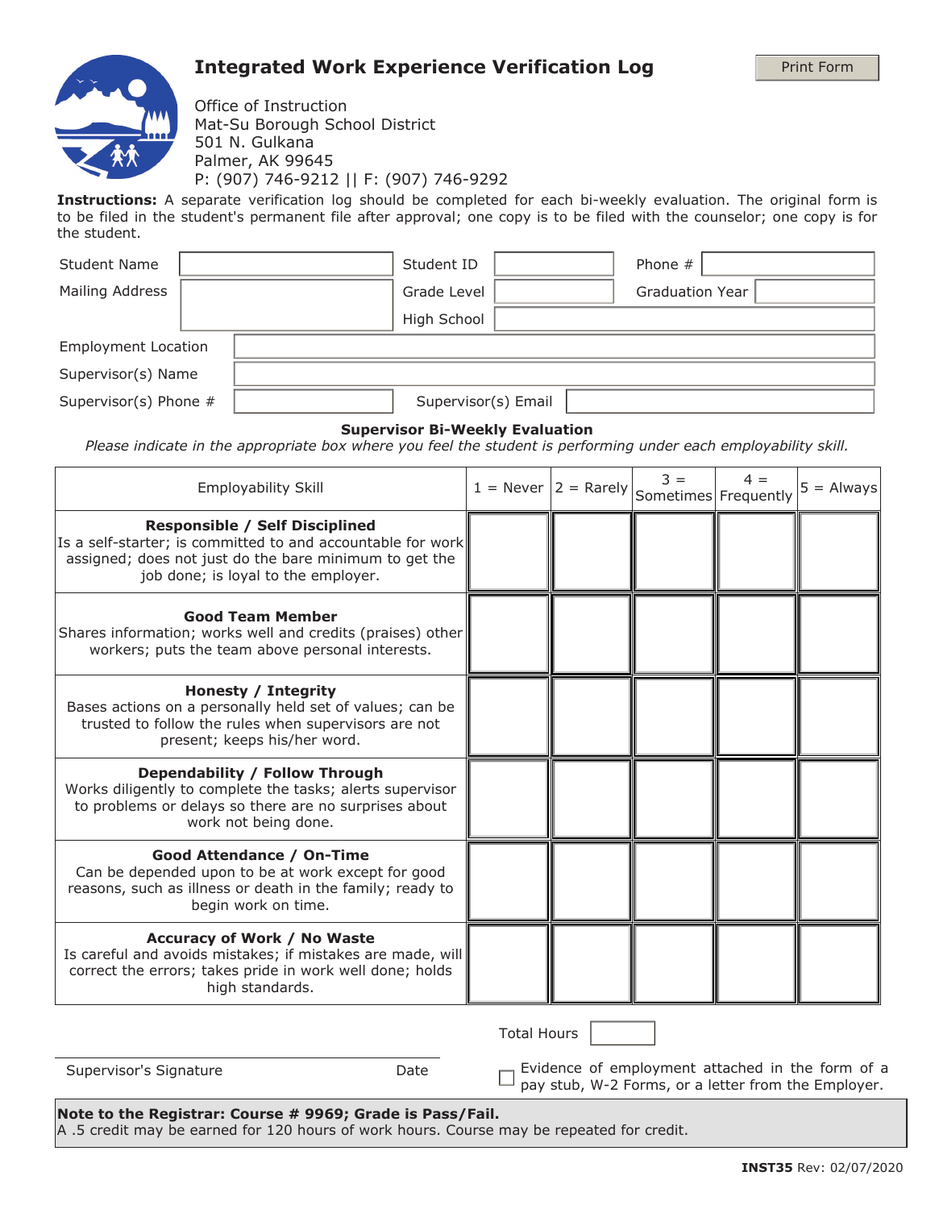# Integrated Work Experience Verification Log

Print Form

Office of Instruction
Mat-Su Borough School District
501 N. Gulkana
Palmer, AK 99645
P: (907) 746-9212 || F: (907) 746-9292

**Instructions:** A separate verification log should be completed for each bi-weekly evaluation. The original form is to be filed in the student's permanent file after approval; one copy is to be filed with the counselor; one copy is for the student.

| | | | | | |
|---|---|---|---|---|---|
| Student Name | | Student ID | | Phone # | |
| Mailing Address | | Grade Level | | Graduation Year | |
| | | High School | | | |
| Employment Location | | | | | |
| Supervisor(s) Name | | | | | |
| Supervisor(s) Phone # | | Supervisor(s) Email | | | |

**Supervisor Bi-Weekly Evaluation**

*Please indicate in the appropriate box where you feel the student is performing under each employability skill.*

| Employability Skill | 1 = Never | 2 = Rarely | 3 = Sometimes | 4 = Frequently | 5 = Always |
|---|---|---|---|---|---|
| **Responsible / Self Disciplined** Is a self-starter; is committed to and accountable for work assigned; does not just do the bare minimum to get the job done; is loyal to the employer. | | | | | |
| **Good Team Member** Shares information; works well and credits (praises) other workers; puts the team above personal interests. | | | | | |
| **Honesty / Integrity** Bases actions on a personally held set of values; can be trusted to follow the rules when supervisors are not present; keeps his/her word. | | | | | |
| **Dependability / Follow Through** Works diligently to complete the tasks; alerts supervisor to problems or delays so there are no surprises about work not being done. | | | | | |
| **Good Attendance / On-Time** Can be depended upon to be at work except for good reasons, such as illness or death in the family; ready to begin work on time. | | | | | |
| **Accuracy of Work / No Waste** Is careful and avoids mistakes; if mistakes are made, will correct the errors; takes pride in work well done; holds high standards. | | | | | |

Total Hours

Supervisor's Signature    Date

☐ Evidence of employment attached in the form of a pay stub, W-2 Forms, or a letter from the Employer.

**Note to the Registrar: Course # 9969; Grade is Pass/Fail.**
A .5 credit may be earned for 120 hours of work hours. Course may be repeated for credit.

**INST35** Rev: 02/07/2020